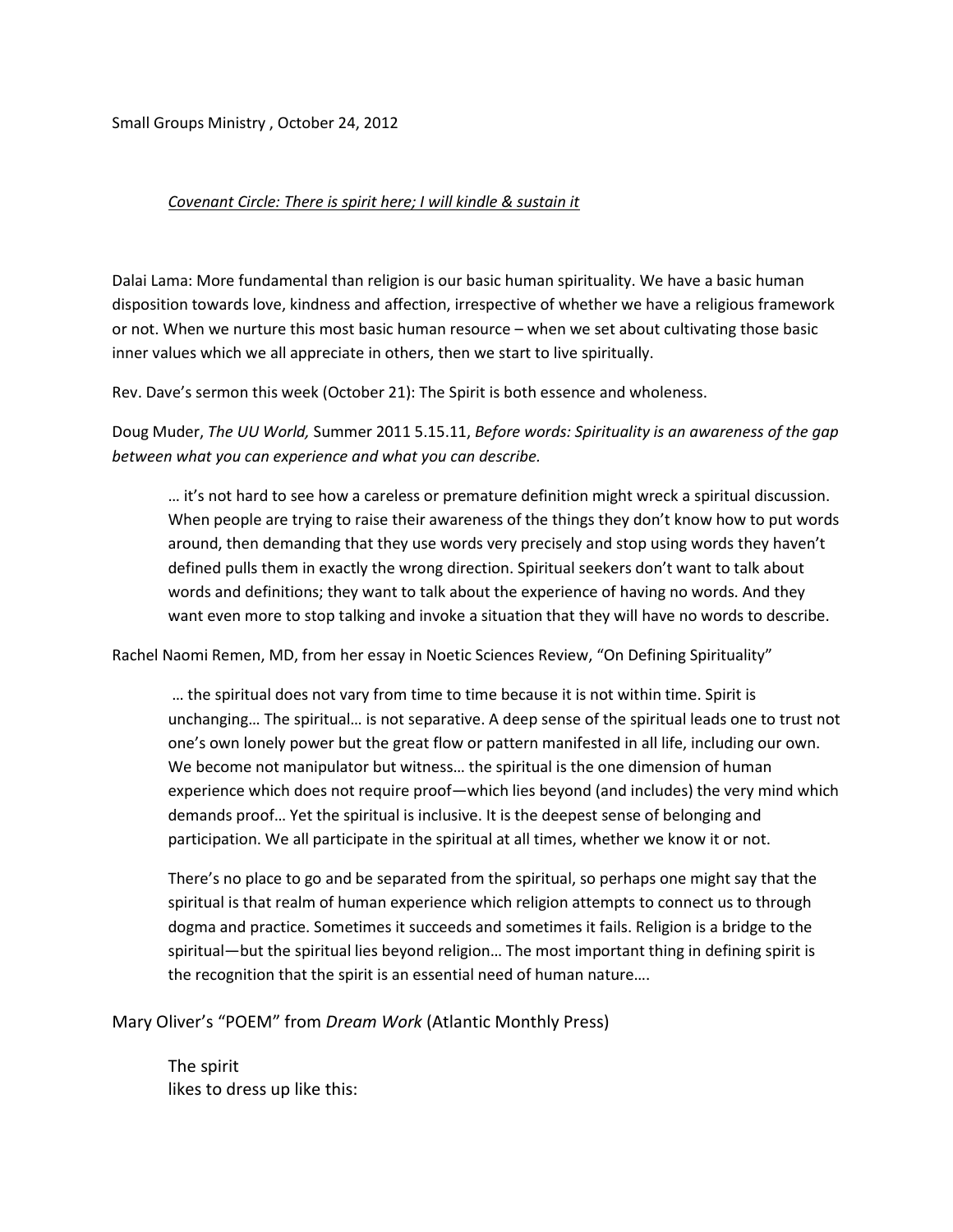Small Groups Ministry , October 24, 2012

*<u>Covenant Circle: There is spirit here; I will kindle & sustain it</u>*

Dalai Lama: More fundamental than religion is our basic human spirituality. We have a basic human disposition towards love, kindness and affection, irrespective of whether we have a religious framework or not. When we nurture this most basic human resource – when we set about cultivating those basic inner values which we all appreciate in others, then we start to live spiritually.

Rev. Dave's sermon this week (October 21): The Spirit is both essence and wholeness.

Doug Muder, *The UU World,* Summer 2011 5.15.11, *Before words: Spirituality is an awareness of the gap between what you can experience and what you can describe.*

> … it's not hard to see how a careless or premature definition might wreck a spiritual discussion. When people are trying to raise their awareness of the things they don't know how to put words around, then demanding that they use words very precisely and stop using words they haven't defined pulls them in exactly the wrong direction. Spiritual seekers don't want to talk about words and definitions; they want to talk about the experience of having no words. And they want even more to stop talking and invoke a situation that they will have no words to describe.

Rachel Naomi Remen, MD, from her essay in Noetic Sciences Review, "On Defining Spirituality"

> … the spiritual does not vary from time to time because it is not within time. Spirit is unchanging… The spiritual… is not separative. A deep sense of the spiritual leads one to trust not one's own lonely power but the great flow or pattern manifested in all life, including our own. We become not manipulator but witness… the spiritual is the one dimension of human experience which does not require proof—which lies beyond (and includes) the very mind which demands proof… Yet the spiritual is inclusive. It is the deepest sense of belonging and participation. We all participate in the spiritual at all times, whether we know it or not.
>
> There's no place to go and be separated from the spiritual, so perhaps one might say that the spiritual is that realm of human experience which religion attempts to connect us to through dogma and practice. Sometimes it succeeds and sometimes it fails. Religion is a bridge to the spiritual—but the spiritual lies beyond religion… The most important thing in defining spirit is the recognition that the spirit is an essential need of human nature….

Mary Oliver's "POEM" from *Dream Work* (Atlantic Monthly Press)

> The spirit
> likes to dress up like this: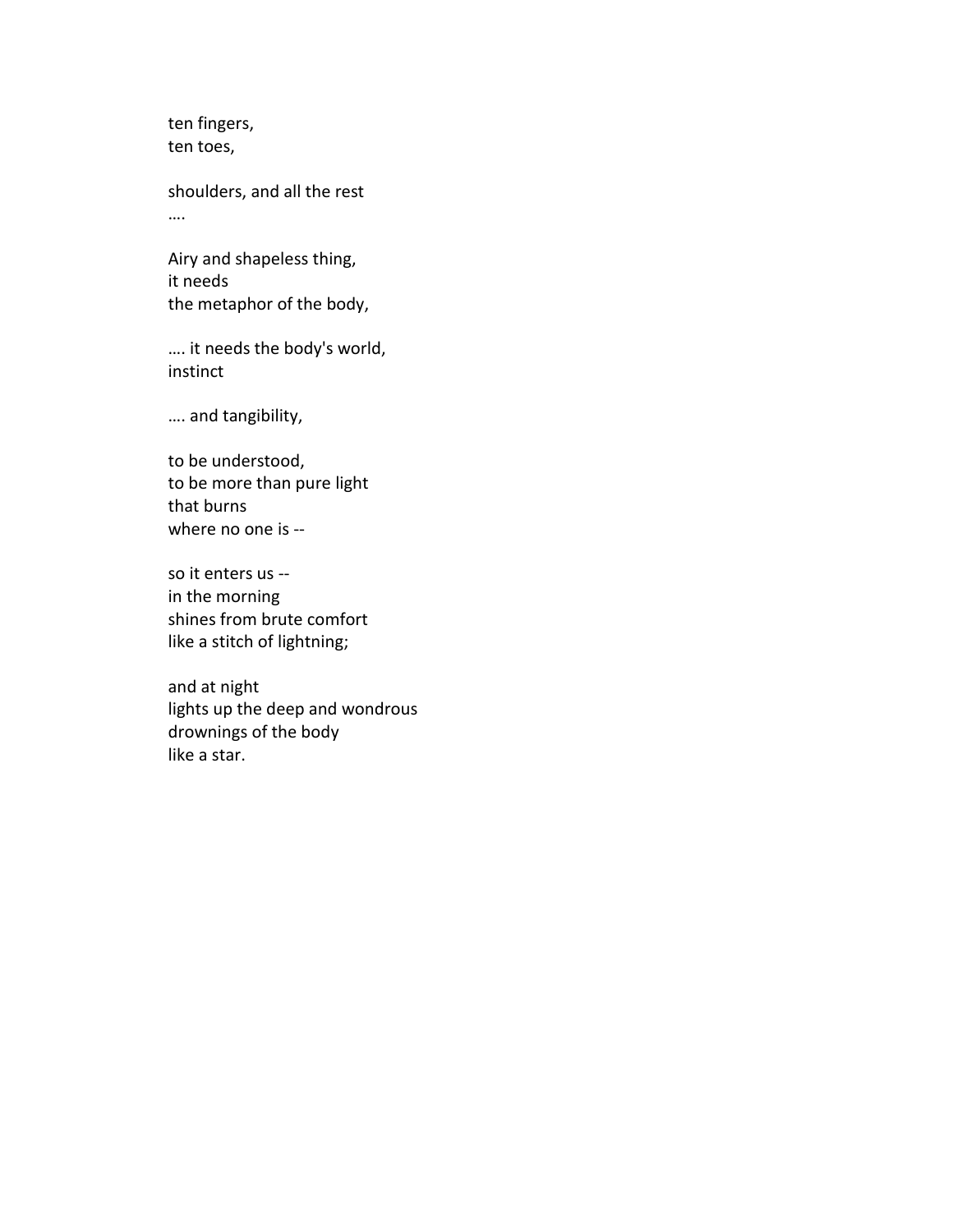ten fingers,
ten toes,

shoulders, and all the rest
….

Airy and shapeless thing,
it needs
the metaphor of the body,

…. it needs the body's world,
instinct

…. and tangibility,

to be understood,
to be more than pure light
that burns
where no one is --

so it enters us --
in the morning
shines from brute comfort
like a stitch of lightning;

and at night
lights up the deep and wondrous
drownings of the body
like a star.